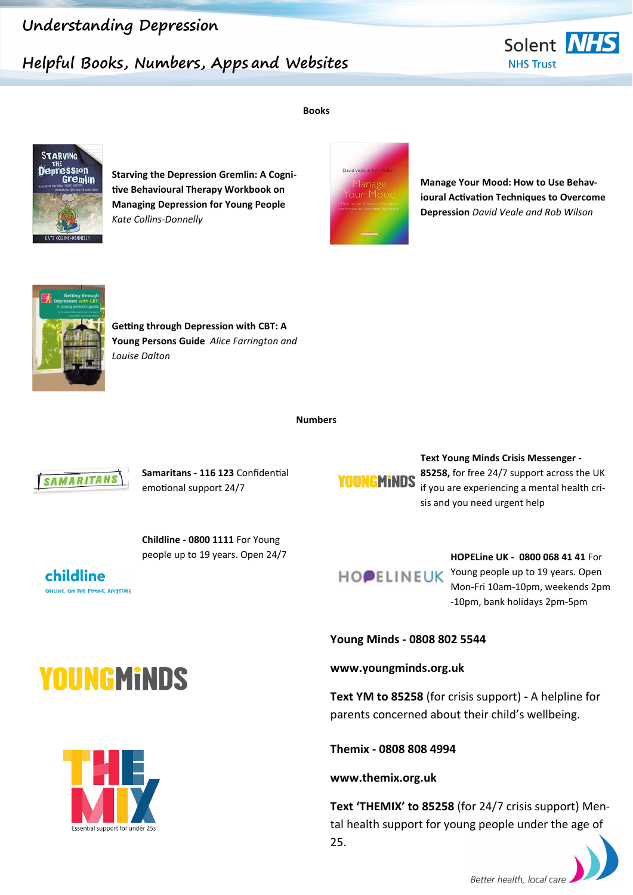# Understanding Depression

## Helpful Books, Numbers, Apps and Websites

### Books

**Starving the Depression Gremlin: A Cognitive Behavioural Therapy Workbook on Managing Depression for Young People** *Kate Collins-Donnelly*

**Manage Your Mood: How to Use Behavioural Activation Techniques to Overcome Depression** *David Veale and Rob Wilson*

**Getting through Depression with CBT: A Young Persons Guide** *Alice Farrington and Louise Dalton*

### Numbers

**Samaritans - 116 123** Confidential emotional support 24/7

**Text Young Minds Crisis Messenger - 85258,** for free 24/7 support across the UK if you are experiencing a mental health crisis and you need urgent help

**Childline - 0800 1111** For Young people up to 19 years. Open 24/7

**HOPELine UK - 0800 068 41 41** For Young people up to 19 years. Open Mon-Fri 10am-10pm, weekends 2pm-10pm, bank holidays 2pm-5pm

**Young Minds - 0808 802 5544**

**www.youngminds.org.uk**

**Text YM to 85258** (for crisis support) **-** A helpline for parents concerned about their child's wellbeing.

**Themix - 0808 808 4994**

**www.themix.org.uk**

**Text 'THEMIX' to 85258** (for 24/7 crisis support) Mental health support for young people under the age of 25.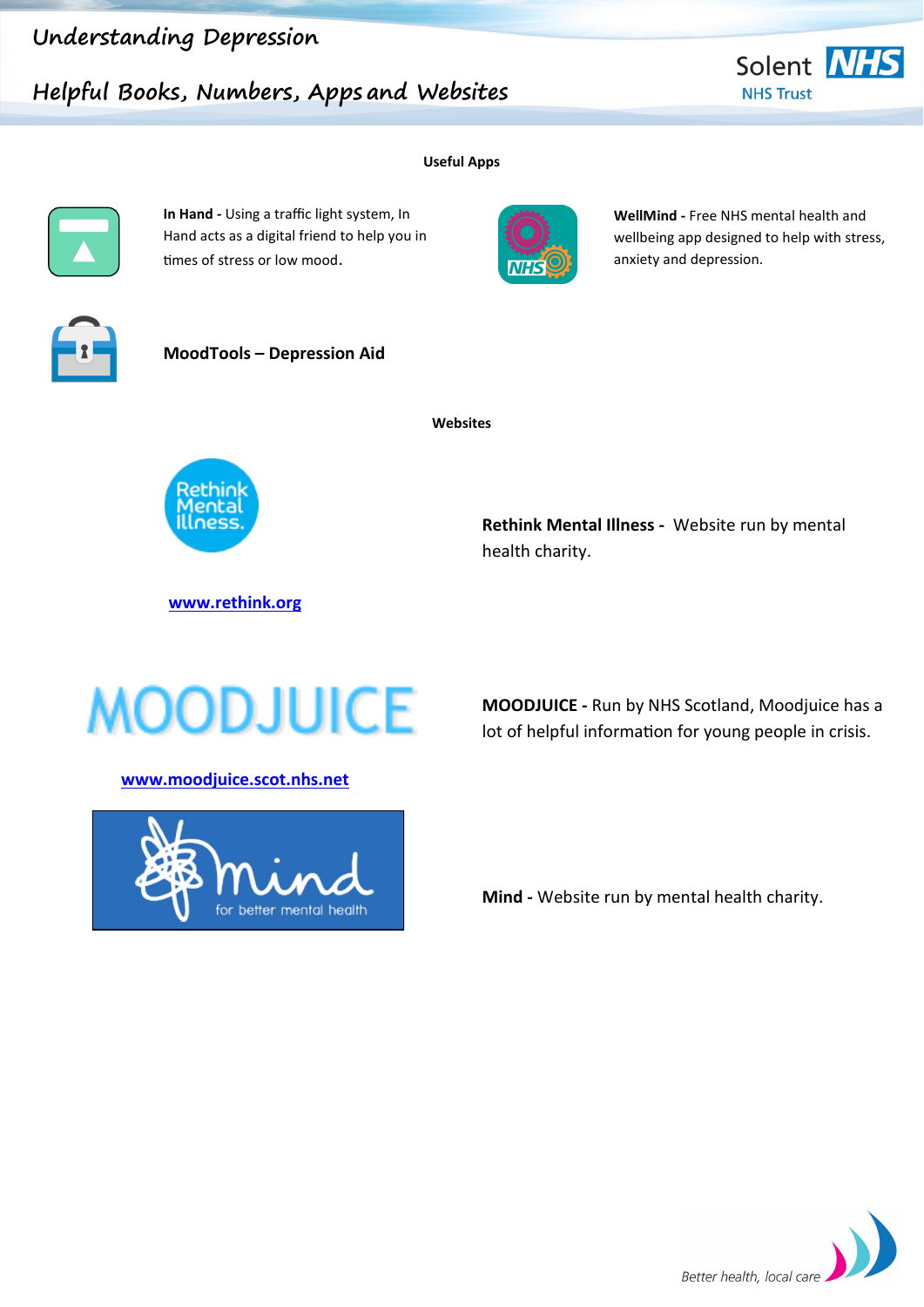# Understanding Depression

## Helpful Books, Numbers, Apps and Websites

**Useful Apps**

**In Hand -** Using a traffic light system, In Hand acts as a digital friend to help you in times of stress or low mood.

**WellMind -** Free NHS mental health and wellbeing app designed to help with stress, anxiety and depression.

**MoodTools – Depression Aid**

**Websites**

**Rethink Mental Illness -** Website run by mental health charity.

www.rethink.org

**MOODJUICE -** Run by NHS Scotland, Moodjuice has a lot of helpful information for young people in crisis.

www.moodjuice.scot.nhs.net

**Mind -** Website run by mental health charity.